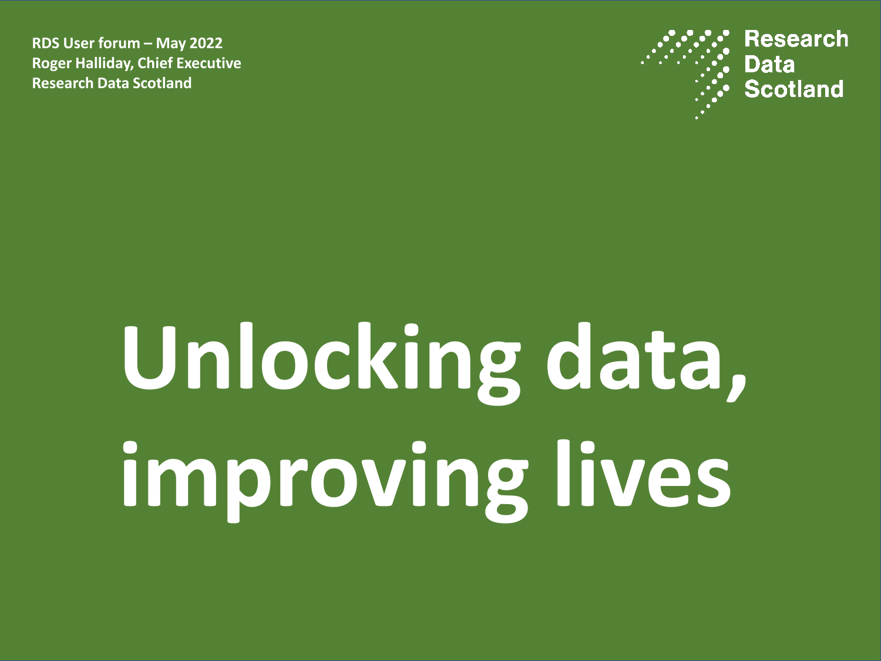**RDS User forum – May 2022**
**Roger Halliday, Chief Executive**
**Research Data Scotland**

Research Data Scotland

# Unlocking data, improving lives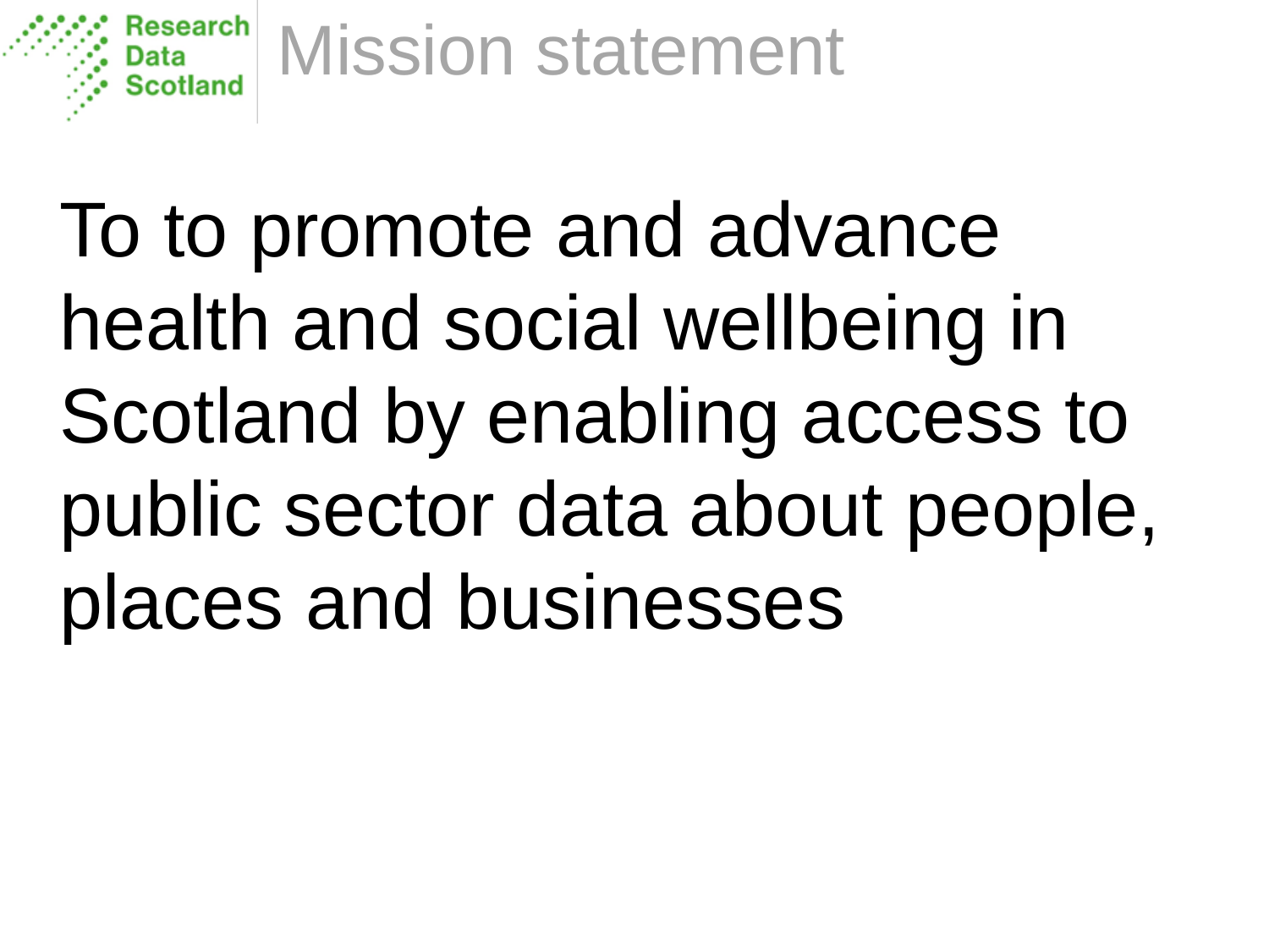Research Data Scotland

# Mission statement

To to promote and advance health and social wellbeing in Scotland by enabling access to public sector data about people, places and businesses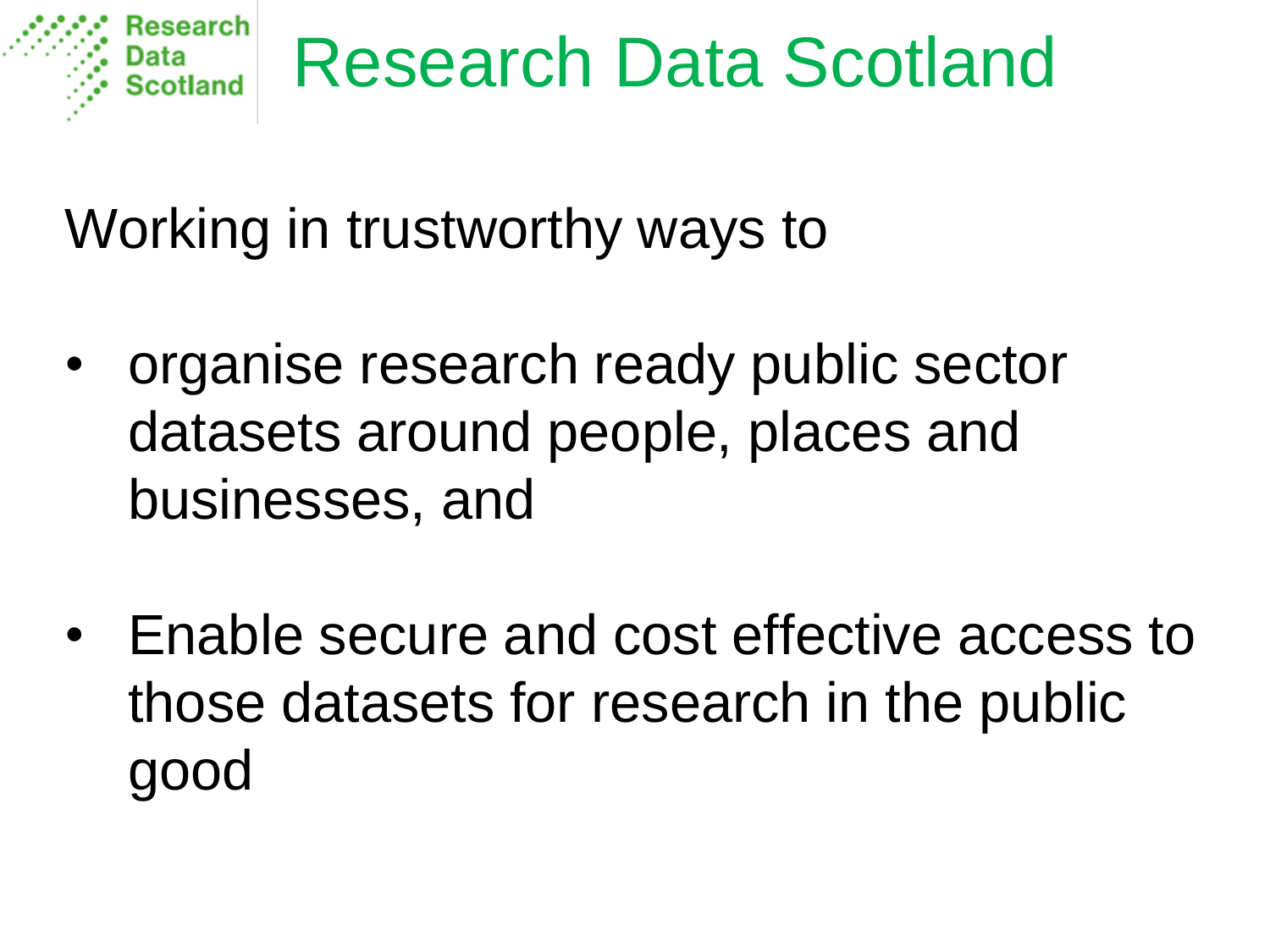# Research Data Scotland

Working in trustworthy ways to

- organise research ready public sector datasets around people, places and businesses, and
- Enable secure and cost effective access to those datasets for research in the public good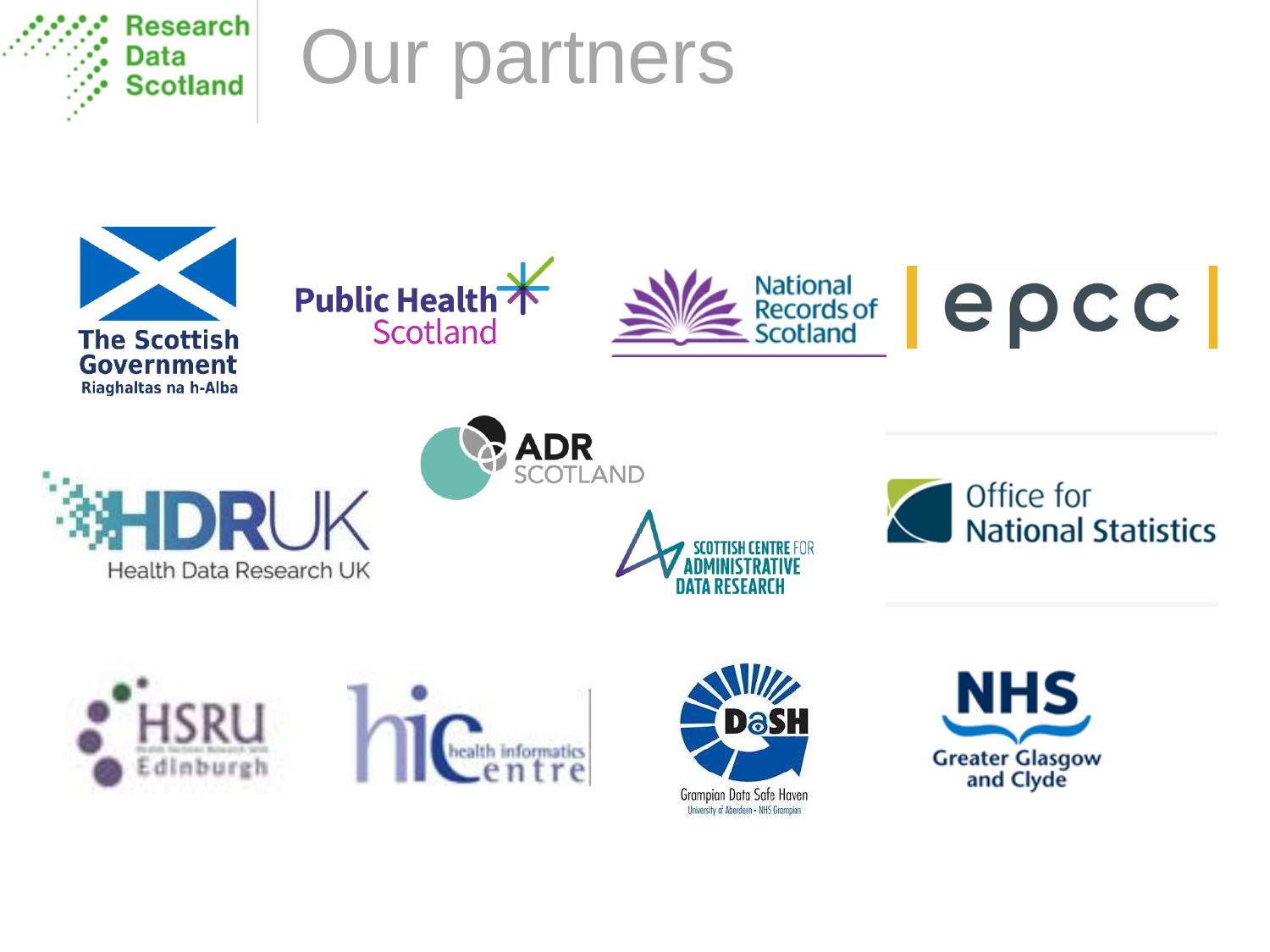# Our partners

The Scottish Government
Riaghaltas na h-Alba

Public Health Scotland

National Records of Scotland

epcc

HDRUK
Health Data Research UK

ADR SCOTLAND

SCOTTISH CENTRE FOR ADMINISTRATIVE DATA RESEARCH

Office for National Statistics

HSRU Edinburgh

hic health informatics centre

DaSH
Grampian Data Safe Haven
University of Aberdeen • NHS Grampian

NHS
Greater Glasgow and Clyde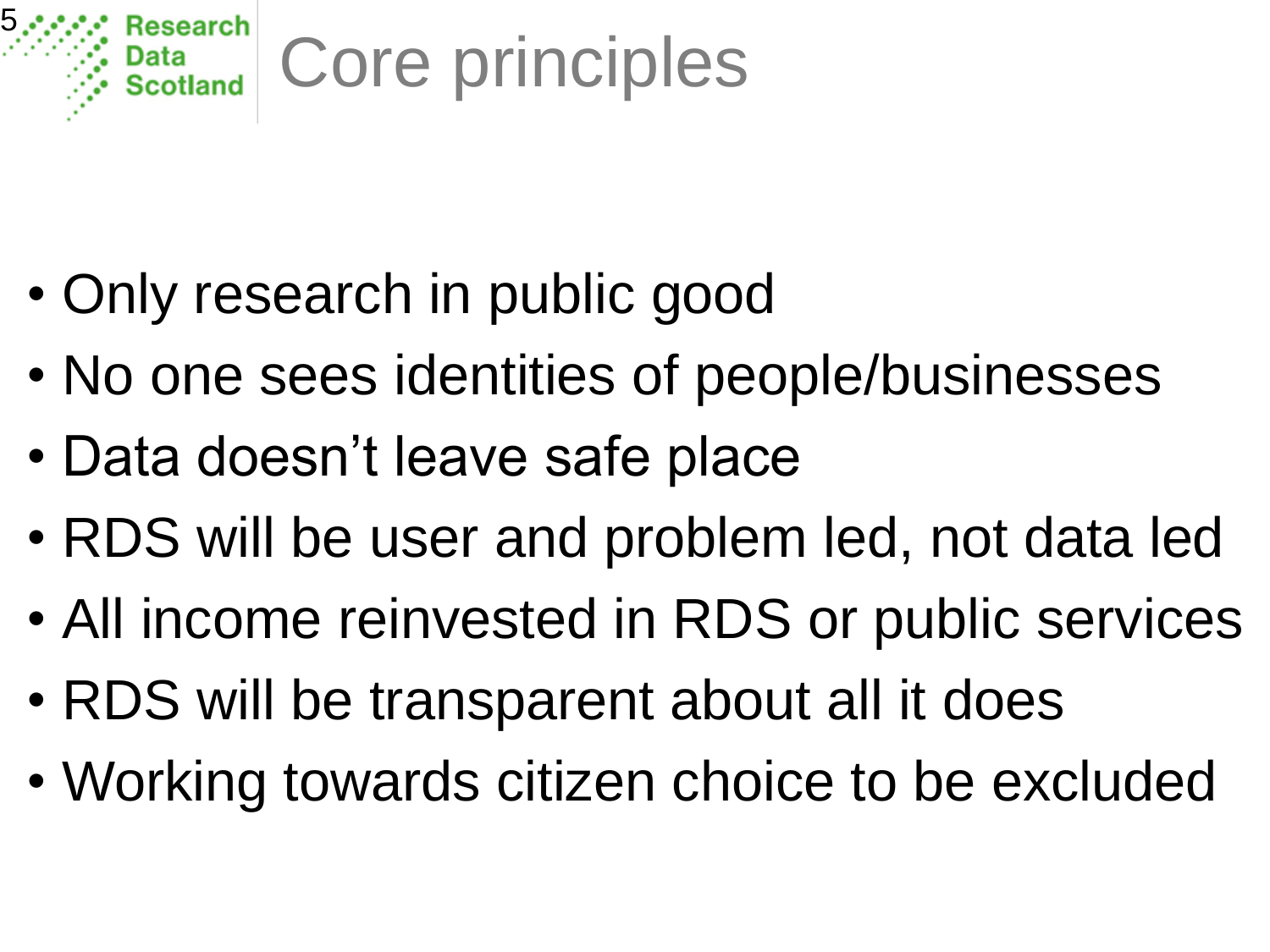# Core principles

- Only research in public good
- No one sees identities of people/businesses
- Data doesn't leave safe place
- RDS will be user and problem led, not data led
- All income reinvested in RDS or public services
- RDS will be transparent about all it does
- Working towards citizen choice to be excluded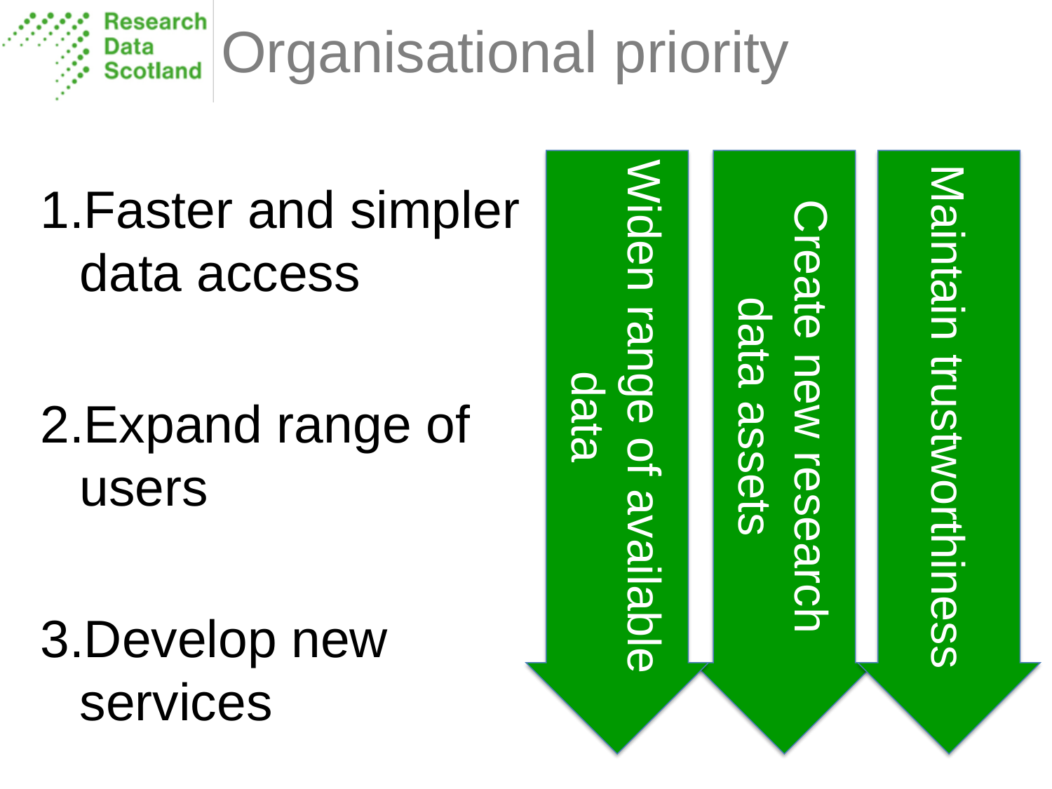# Organisational priority

1. Faster and simpler data access
2. Expand range of users
3. Develop new services

- Widen range of available data
- Create new research data assets
- Maintain trustworthiness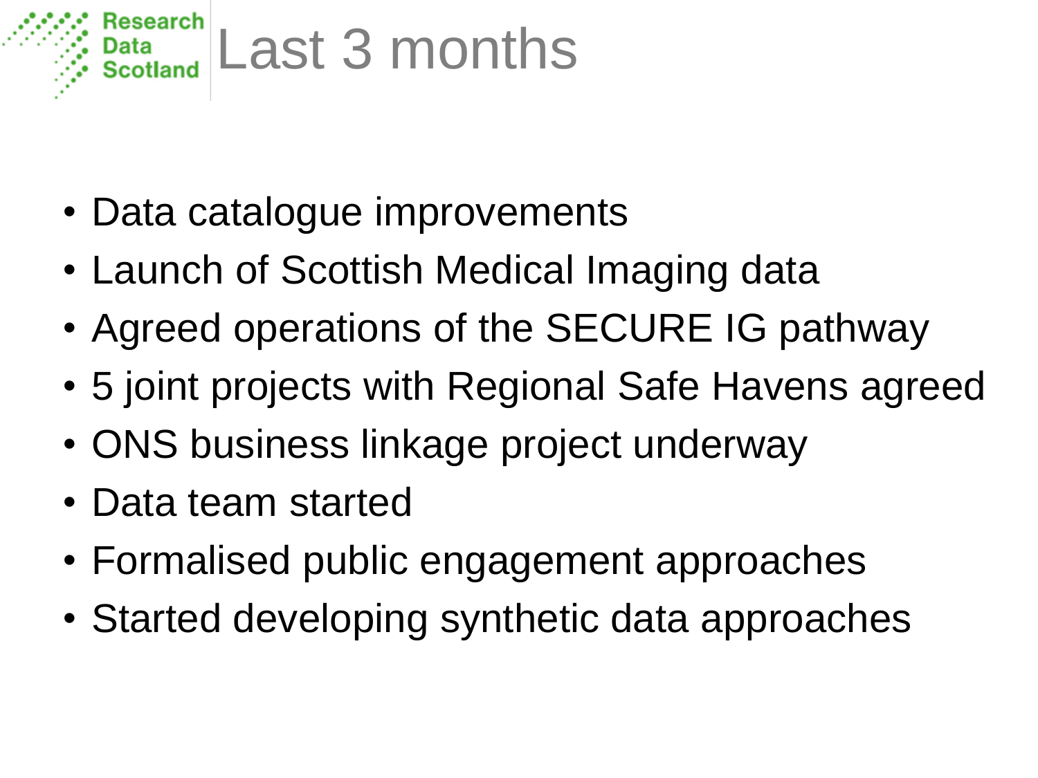# Last 3 months

- Data catalogue improvements
- Launch of Scottish Medical Imaging data
- Agreed operations of the SECURE IG pathway
- 5 joint projects with Regional Safe Havens agreed
- ONS business linkage project underway
- Data team started
- Formalised public engagement approaches
- Started developing synthetic data approaches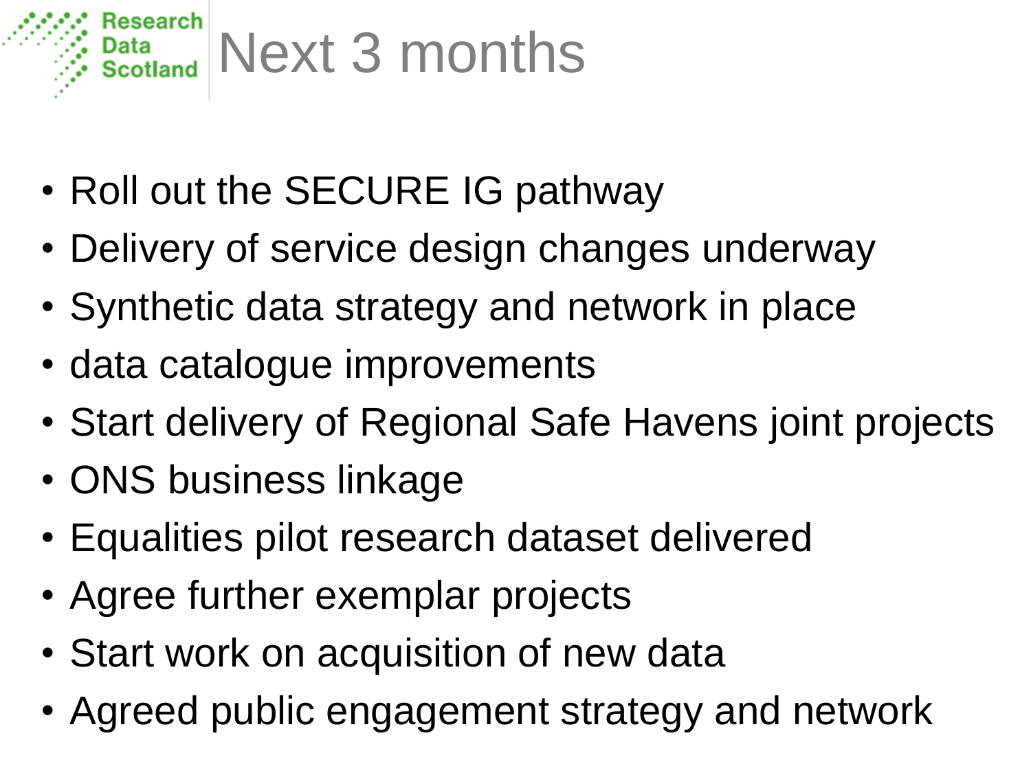# Next 3 months

- Roll out the SECURE IG pathway
- Delivery of service design changes underway
- Synthetic data strategy and network in place
- data catalogue improvements
- Start delivery of Regional Safe Havens joint projects
- ONS business linkage
- Equalities pilot research dataset delivered
- Agree further exemplar projects
- Start work on acquisition of new data
- Agreed public engagement strategy and network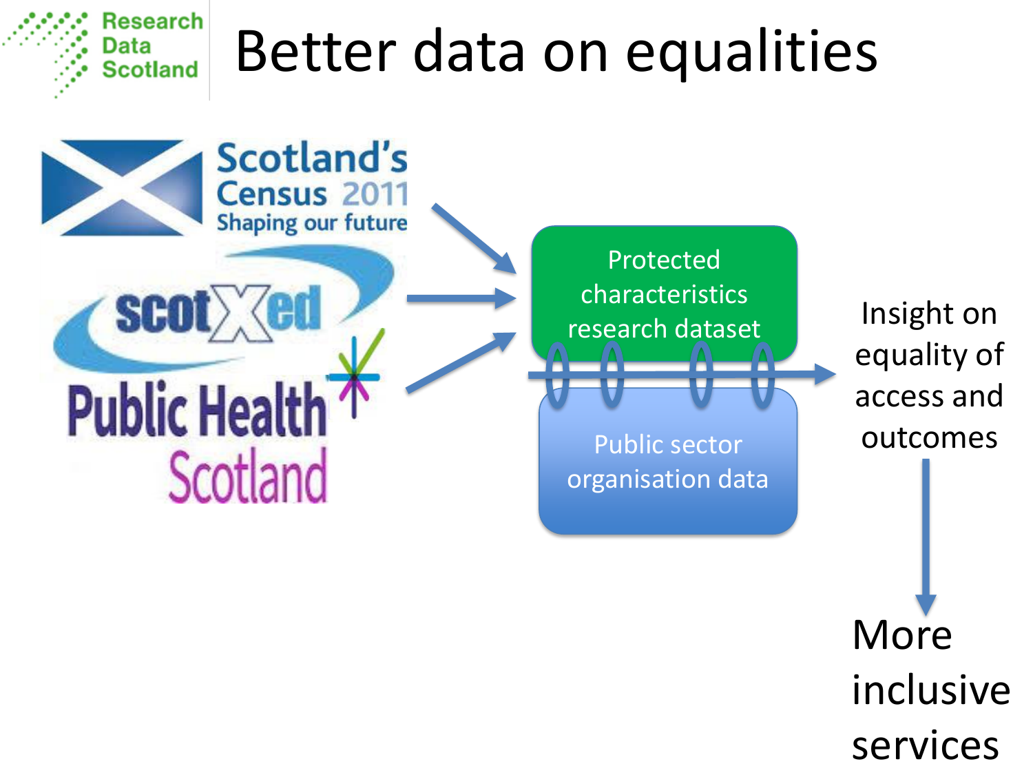# Better data on equalities

Scotland's Census 2011 — Shaping our future

ScotXed

Public Health Scotland

Protected characteristics research dataset

Public sector organisation data

Insight on equality of access and outcomes

More inclusive services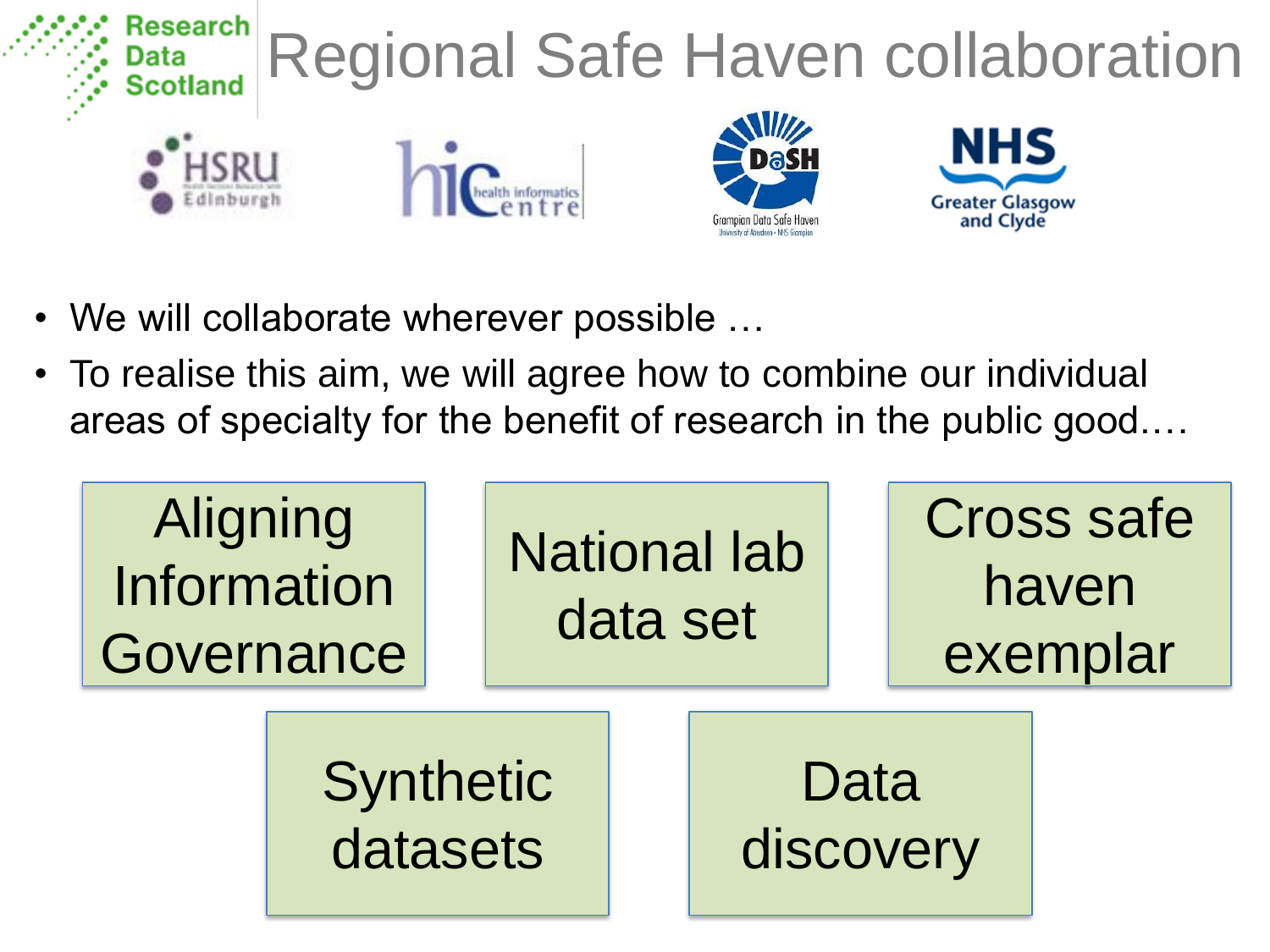# Regional Safe Haven collaboration

- We will collaborate wherever possible …
- To realise this aim, we will agree how to combine our individual areas of specialty for the benefit of research in the public good….

Aligning Information Governance

National lab data set

Cross safe haven exemplar

Synthetic datasets

Data discovery